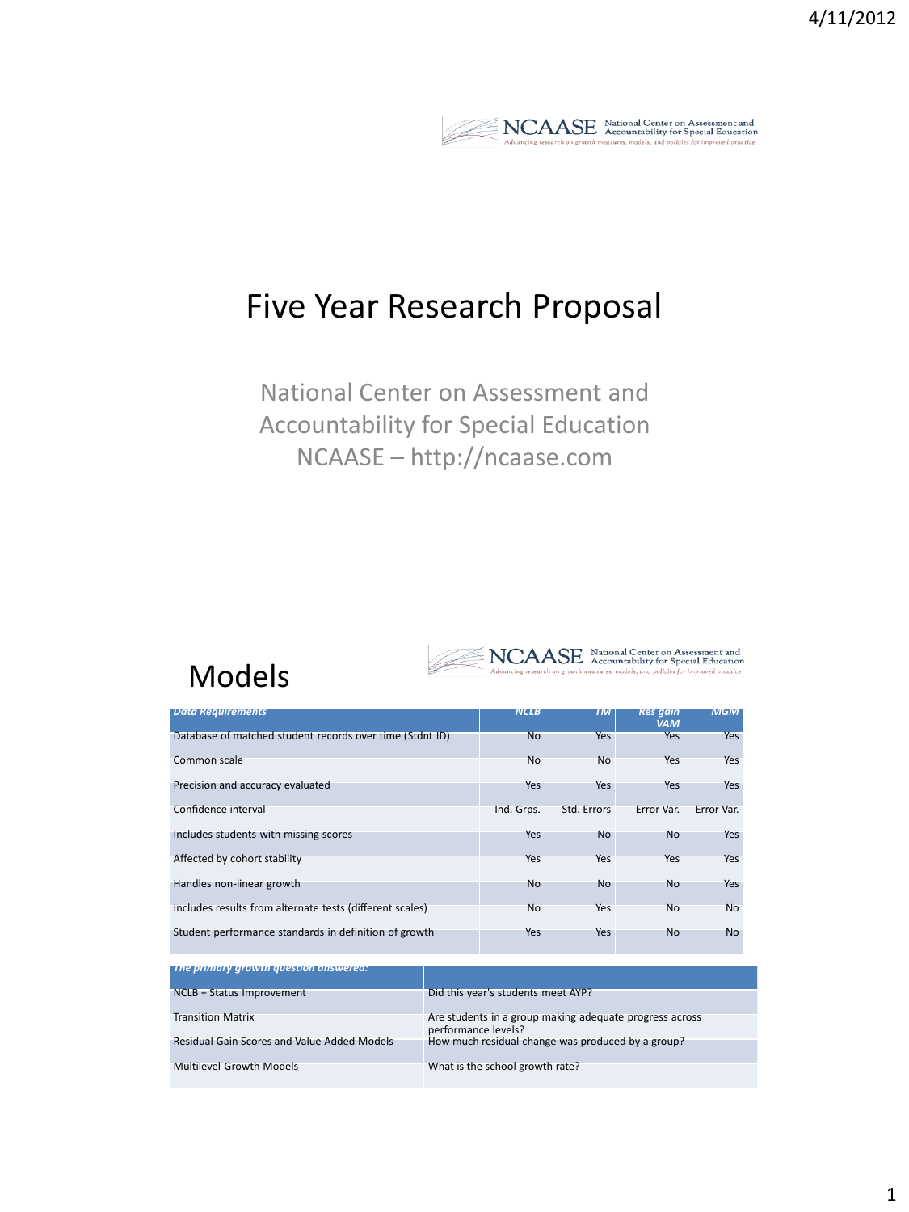# Five Year Research Proposal

National Center on Assessment and Accountability for Special Education
NCAASE – http://ncaase.com

## Models

| Data Requirements | NCLB | TM | Res gain VAM | MGM |
|---|---|---|---|---|
| Database of matched student records over time (Stdnt ID) | No | Yes | Yes | Yes |
| Common scale | No | No | Yes | Yes |
| Precision and accuracy evaluated | Yes | Yes | Yes | Yes |
| Confidence interval | Ind. Grps. | Std. Errors | Error Var. | Error Var. |
| Includes students with missing scores | Yes | No | No | Yes |
| Affected by cohort stability | Yes | Yes | Yes | Yes |
| Handles non-linear growth | No | No | No | Yes |
| Includes results from alternate tests (different scales) | No | Yes | No | No |
| Student performance standards in definition of growth | Yes | Yes | No | No |

| The primary growth question answered: | |
|---|---|
| NCLB + Status Improvement | Did this year's students meet AYP? |
| Transition Matrix | Are students in a group making adequate progress across performance levels? |
| Residual Gain Scores and Value Added Models | How much residual change was produced by a group? |
| Multilevel Growth Models | What is the school growth rate? |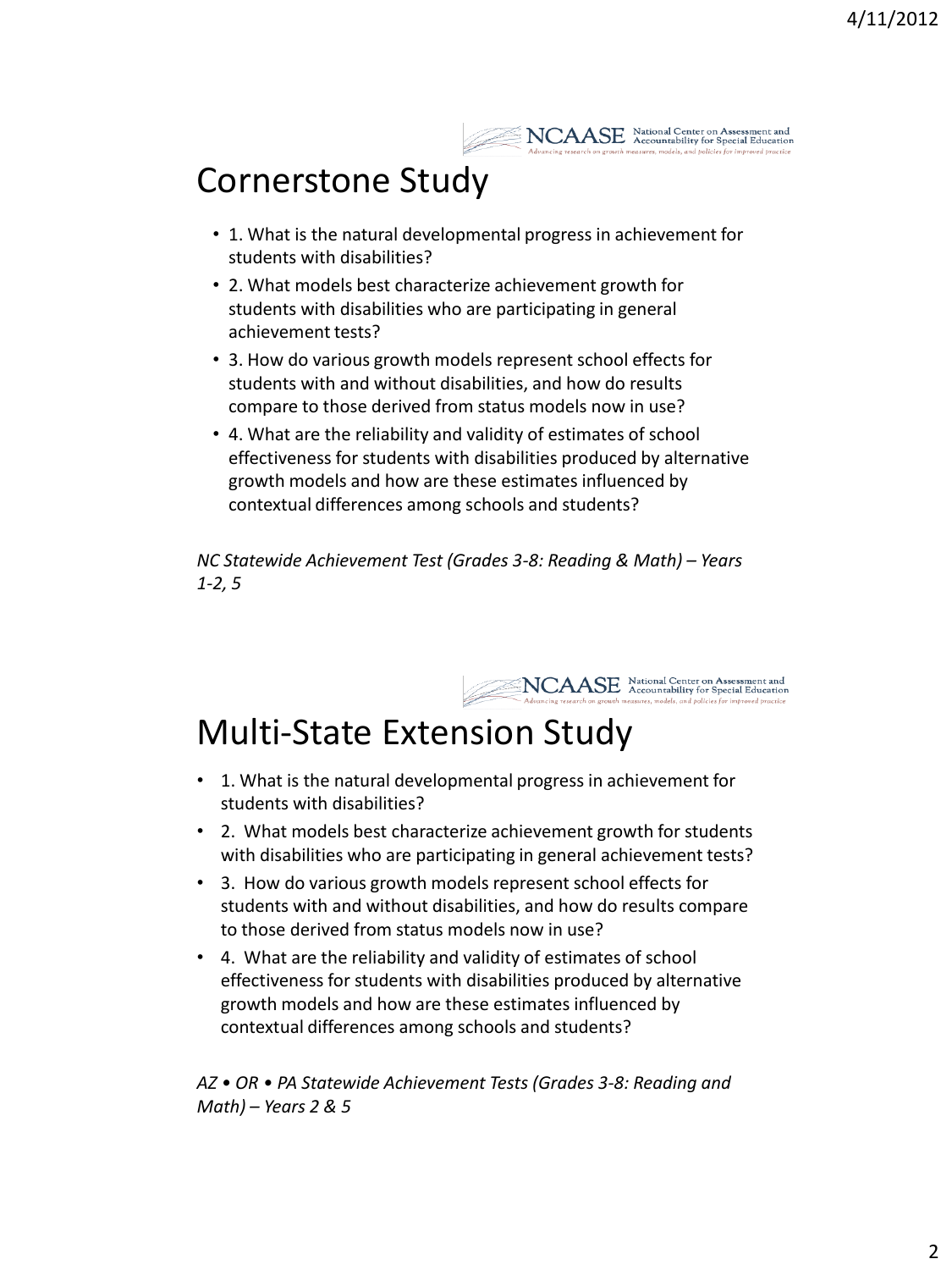## Cornerstone Study

- 1. What is the natural developmental progress in achievement for students with disabilities?
- 2. What models best characterize achievement growth for students with disabilities who are participating in general achievement tests?
- 3. How do various growth models represent school effects for students with and without disabilities, and how do results compare to those derived from status models now in use?
- 4. What are the reliability and validity of estimates of school effectiveness for students with disabilities produced by alternative growth models and how are these estimates influenced by contextual differences among schools and students?

*NC Statewide Achievement Test (Grades 3-8: Reading & Math) – Years 1-2, 5*

## Multi-State Extension Study

- 1. What is the natural developmental progress in achievement for students with disabilities?
- 2. What models best characterize achievement growth for students with disabilities who are participating in general achievement tests?
- 3. How do various growth models represent school effects for students with and without disabilities, and how do results compare to those derived from status models now in use?
- 4. What are the reliability and validity of estimates of school effectiveness for students with disabilities produced by alternative growth models and how are these estimates influenced by contextual differences among schools and students?

*AZ • OR • PA Statewide Achievement Tests (Grades 3-8: Reading and Math) – Years 2 & 5*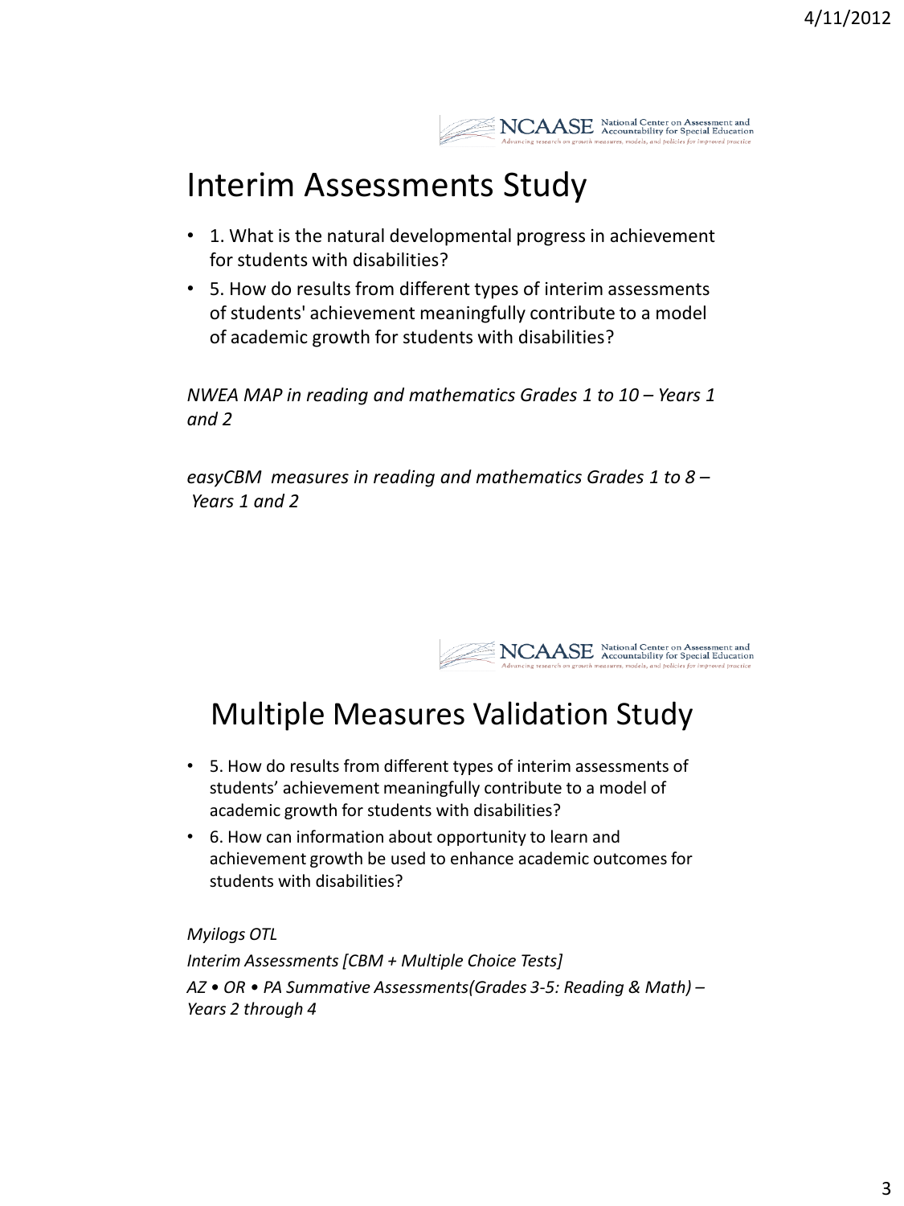## Interim Assessments Study

- 1. What is the natural developmental progress in achievement for students with disabilities?
- 5. How do results from different types of interim assessments of students' achievement meaningfully contribute to a model of academic growth for students with disabilities?

*NWEA MAP in reading and mathematics Grades 1 to 10 – Years 1 and 2*

*easyCBM measures in reading and mathematics Grades 1 to 8 – Years 1 and 2*

## Multiple Measures Validation Study

- 5. How do results from different types of interim assessments of students' achievement meaningfully contribute to a model of academic growth for students with disabilities?
- 6. How can information about opportunity to learn and achievement growth be used to enhance academic outcomes for students with disabilities?

*Myilogs OTL*

*Interim Assessments [CBM + Multiple Choice Tests]*

*AZ • OR • PA Summative Assessments(Grades 3-5: Reading & Math) – Years 2 through 4*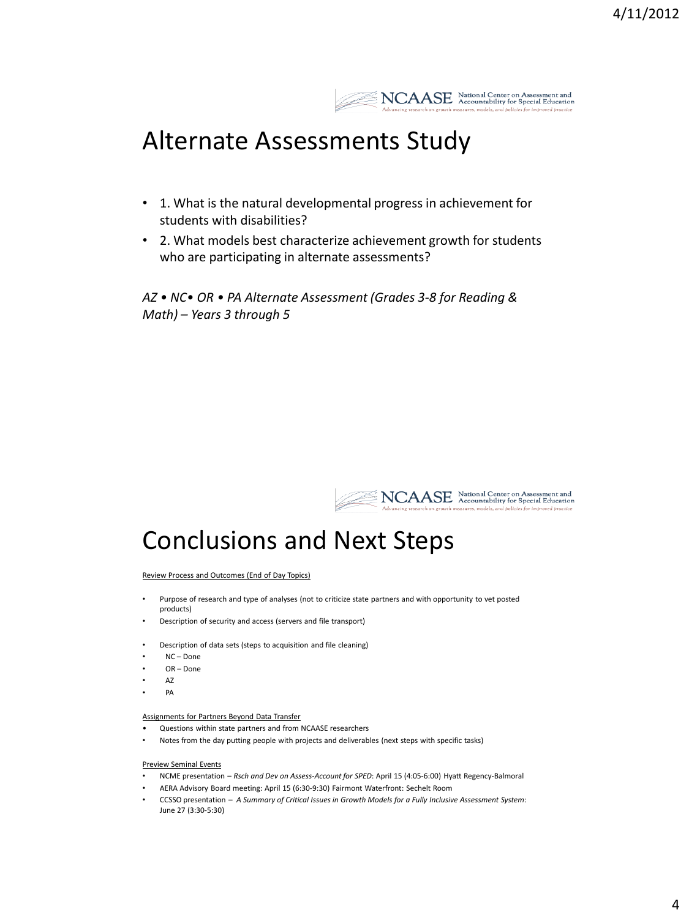# Alternate Assessments Study

- 1. What is the natural developmental progress in achievement for students with disabilities?
- 2. What models best characterize achievement growth for students who are participating in alternate assessments?

*AZ • NC• OR • PA Alternate Assessment (Grades 3-8 for Reading & Math) – Years 3 through 5*

# Conclusions and Next Steps

Review Process and Outcomes (End of Day Topics)

- Purpose of research and type of analyses (not to criticize state partners and with opportunity to vet posted products)
- Description of security and access (servers and file transport)
- Description of data sets (steps to acquisition and file cleaning)
- NC – Done
- OR – Done
- AZ
- PA

Assignments for Partners Beyond Data Transfer

- Questions within state partners and from NCAASE researchers
- Notes from the day putting people with projects and deliverables (next steps with specific tasks)

Preview Seminal Events

- NCME presentation – *Rsch and Dev on Assess-Account for SPED*: April 15 (4:05-6:00) Hyatt Regency-Balmoral
- AERA Advisory Board meeting: April 15 (6:30-9:30) Fairmont Waterfront: Sechelt Room
- CCSSO presentation – *A Summary of Critical Issues in Growth Models for a Fully Inclusive Assessment System*: June 27 (3:30-5:30)